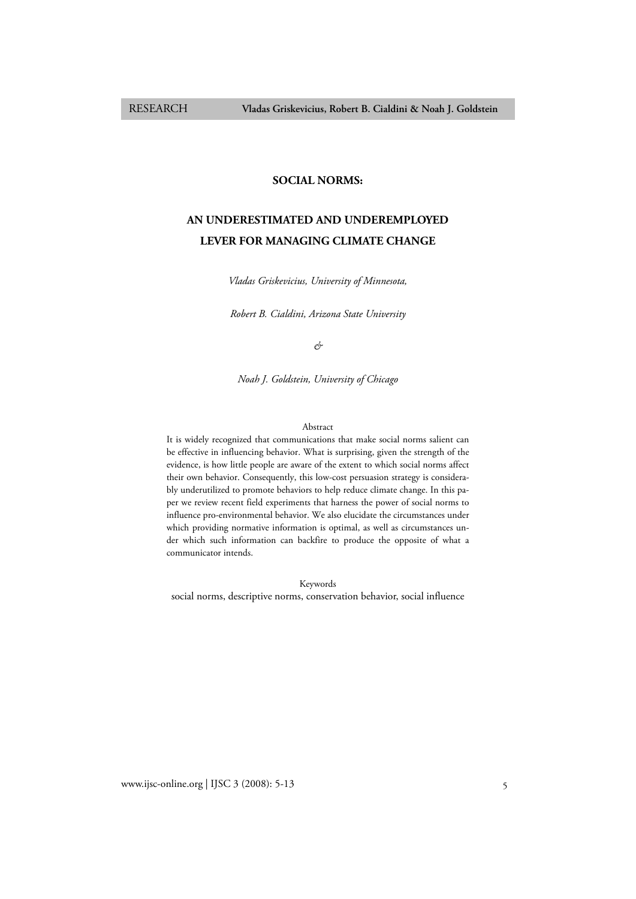RESEARCH

## SOCIAL NORMS:

# AN UNDERESTIMATED AND UNDEREMPLOYED LEVER FOR MANAGING CLIMATE CHANGE

*Vladas Griskevicius, University of Minnesota,*

*Robert B. Cialdini, Arizona State University*

*&*

*Noah J. Goldstein, University of Chicago*

Abstract

It is widely recognized that communications that make social norms salient can be effective in influencing behavior. What is surprising, given the strength of the evidence, is how little people are aware of the extent to which social norms affect their own behavior. Consequently, this low-cost persuasion strategy is considerably underutilized to promote behaviors to help reduce climate change. In this paper we review recent field experiments that harness the power of social norms to influence pro-environmental behavior. We also elucidate the circumstances under which providing normative information is optimal, as well as circumstances under which such information can backfire to produce the opposite of what a communicator intends.

Keywords

social norms, descriptive norms, conservation behavior, social influence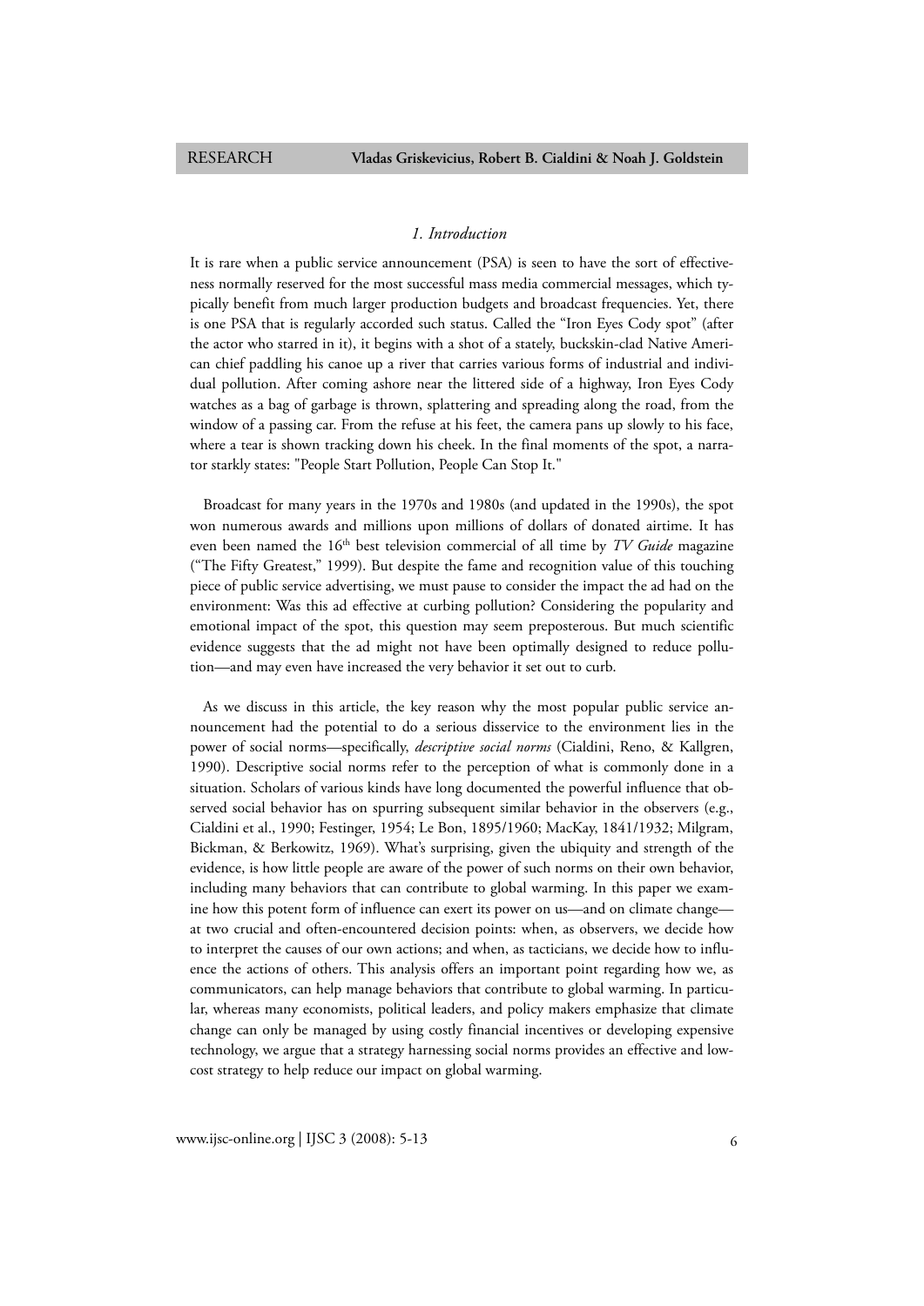## 1. Introduction

It is rare when a public service announcement (PSA) is seen to have the sort of effectiveness normally reserved for the most successful mass media commercial messages, which typically benefit from much larger production budgets and broadcast frequencies. Yet, there is one PSA that is regularly accorded such status. Called the "Iron Eyes Cody spot" (after the actor who starred in it), it begins with a shot of a stately, buckskin-clad Native American chief paddling his canoe up a river that carries various forms of industrial and individual pollution. After coming ashore near the littered side of a highway, Iron Eyes Cody watches as a bag of garbage is thrown, splattering and spreading along the road, from the window of a passing car. From the refuse at his feet, the camera pans up slowly to his face, where a tear is shown tracking down his cheek. In the final moments of the spot, a narrator starkly states: "People Start Pollution, People Can Stop It."

Broadcast for many years in the 1970s and 1980s (and updated in the 1990s), the spot won numerous awards and millions upon millions of dollars of donated airtime. It has even been named the 16th best television commercial of all time by *TV Guide* magazine ("The Fifty Greatest," 1999). But despite the fame and recognition value of this touching piece of public service advertising, we must pause to consider the impact the ad had on the environment: Was this ad effective at curbing pollution? Considering the popularity and emotional impact of the spot, this question may seem preposterous. But much scientific evidence suggests that the ad might not have been optimally designed to reduce pollution—and may even have increased the very behavior it set out to curb.

As we discuss in this article, the key reason why the most popular public service announcement had the potential to do a serious disservice to the environment lies in the power of social norms—specifically, *descriptive social norms* (Cialdini, Reno, & Kallgren, 1990). Descriptive social norms refer to the perception of what is commonly done in a situation. Scholars of various kinds have long documented the powerful influence that observed social behavior has on spurring subsequent similar behavior in the observers (e.g., Cialdini et al., 1990; Festinger, 1954; Le Bon, 1895/1960; MacKay, 1841/1932; Milgram, Bickman, & Berkowitz, 1969). What's surprising, given the ubiquity and strength of the evidence, is how little people are aware of the power of such norms on their own behavior, including many behaviors that can contribute to global warming. In this paper we examine how this potent form of influence can exert its power on us—and on climate change—at two crucial and often-encountered decision points: when, as observers, we decide how to interpret the causes of our own actions; and when, as tacticians, we decide how to influence the actions of others. This analysis offers an important point regarding how we, as communicators, can help manage behaviors that contribute to global warming. In particular, whereas many economists, political leaders, and policy makers emphasize that climate change can only be managed by using costly financial incentives or developing expensive technology, we argue that a strategy harnessing social norms provides an effective and low-cost strategy to help reduce our impact on global warming.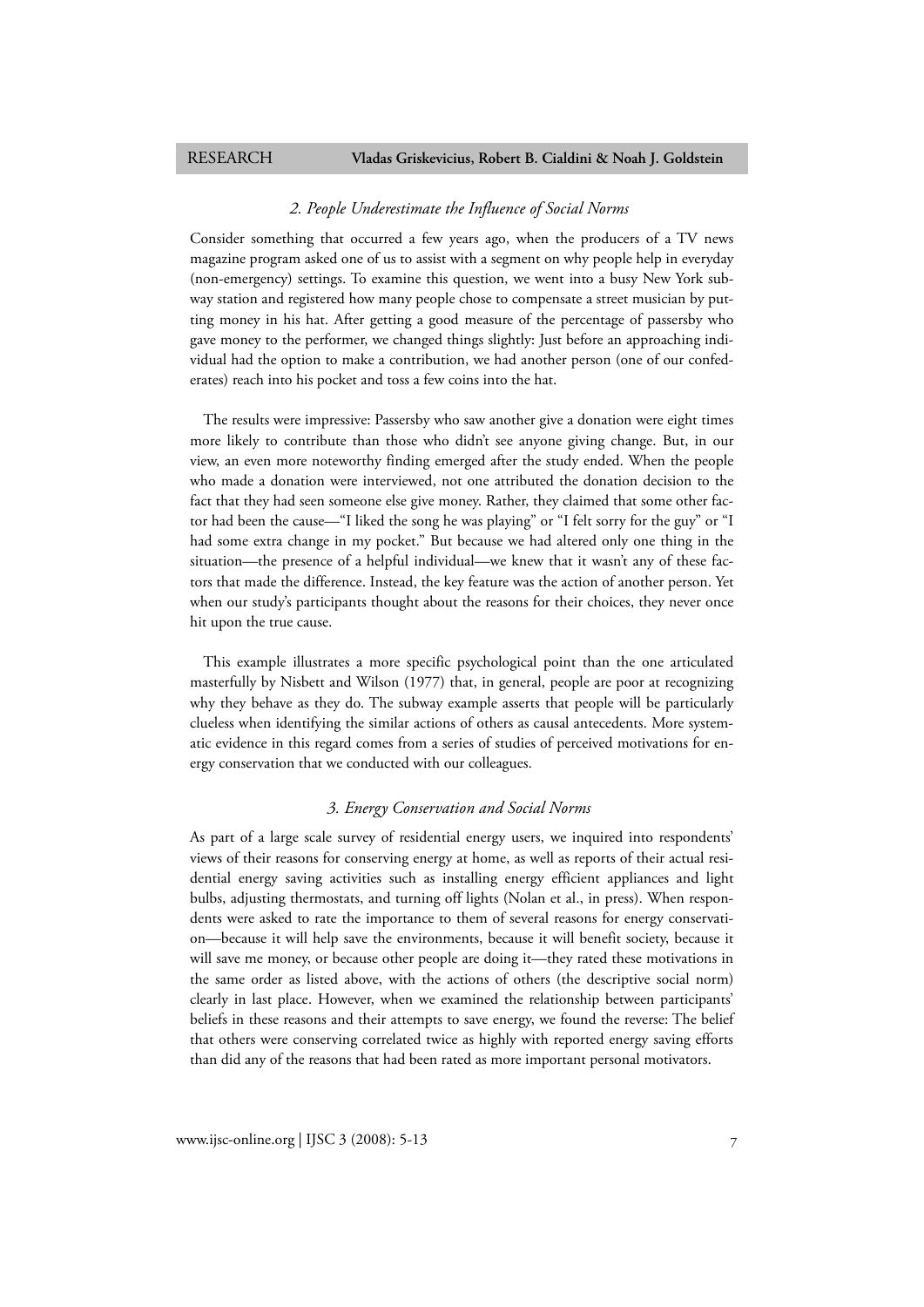### *2. People Underestimate the Influence of Social Norms*

Consider something that occurred a few years ago, when the producers of a TV news magazine program asked one of us to assist with a segment on why people help in everyday (non-emergency) settings. To examine this question, we went into a busy New York subway station and registered how many people chose to compensate a street musician by putting money in his hat. After getting a good measure of the percentage of passersby who gave money to the performer, we changed things slightly: Just before an approaching individual had the option to make a contribution, we had another person (one of our confederates) reach into his pocket and toss a few coins into the hat.

The results were impressive: Passersby who saw another give a donation were eight times more likely to contribute than those who didn't see anyone giving change. But, in our view, an even more noteworthy finding emerged after the study ended. When the people who made a donation were interviewed, not one attributed the donation decision to the fact that they had seen someone else give money. Rather, they claimed that some other factor had been the cause—"I liked the song he was playing" or "I felt sorry for the guy" or "I had some extra change in my pocket." But because we had altered only one thing in the situation—the presence of a helpful individual—we knew that it wasn't any of these factors that made the difference. Instead, the key feature was the action of another person. Yet when our study's participants thought about the reasons for their choices, they never once hit upon the true cause.

This example illustrates a more specific psychological point than the one articulated masterfully by Nisbett and Wilson (1977) that, in general, people are poor at recognizing why they behave as they do. The subway example asserts that people will be particularly clueless when identifying the similar actions of others as causal antecedents. More systematic evidence in this regard comes from a series of studies of perceived motivations for energy conservation that we conducted with our colleagues.

### *3. Energy Conservation and Social Norms*

As part of a large scale survey of residential energy users, we inquired into respondents' views of their reasons for conserving energy at home, as well as reports of their actual residential energy saving activities such as installing energy efficient appliances and light bulbs, adjusting thermostats, and turning off lights (Nolan et al., in press). When respondents were asked to rate the importance to them of several reasons for energy conservation—because it will help save the environments, because it will benefit society, because it will save me money, or because other people are doing it—they rated these motivations in the same order as listed above, with the actions of others (the descriptive social norm) clearly in last place. However, when we examined the relationship between participants' beliefs in these reasons and their attempts to save energy, we found the reverse: The belief that others were conserving correlated twice as highly with reported energy saving efforts than did any of the reasons that had been rated as more important personal motivators.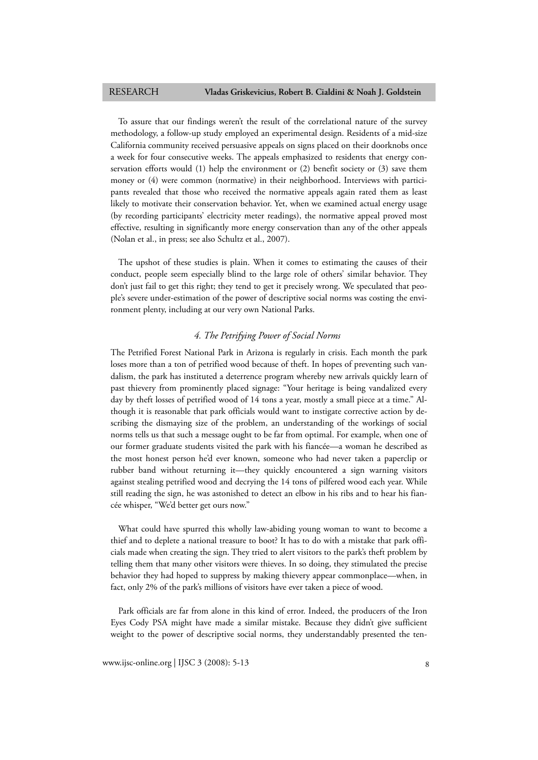To assure that our findings weren't the result of the correlational nature of the survey methodology, a follow-up study employed an experimental design. Residents of a mid-size California community received persuasive appeals on signs placed on their doorknobs once a week for four consecutive weeks. The appeals emphasized to residents that energy conservation efforts would (1) help the environment or (2) benefit society or (3) save them money or (4) were common (normative) in their neighborhood. Interviews with participants revealed that those who received the normative appeals again rated them as least likely to motivate their conservation behavior. Yet, when we examined actual energy usage (by recording participants' electricity meter readings), the normative appeal proved most effective, resulting in significantly more energy conservation than any of the other appeals (Nolan et al., in press; see also Schultz et al., 2007).

The upshot of these studies is plain. When it comes to estimating the causes of their conduct, people seem especially blind to the large role of others' similar behavior. They don't just fail to get this right; they tend to get it precisely wrong. We speculated that people's severe under-estimation of the power of descriptive social norms was costing the environment plenty, including at our very own National Parks.

### *4. The Petrifying Power of Social Norms*

The Petrified Forest National Park in Arizona is regularly in crisis. Each month the park loses more than a ton of petrified wood because of theft. In hopes of preventing such vandalism, the park has instituted a deterrence program whereby new arrivals quickly learn of past thievery from prominently placed signage: "Your heritage is being vandalized every day by theft losses of petrified wood of 14 tons a year, mostly a small piece at a time." Although it is reasonable that park officials would want to instigate corrective action by describing the dismaying size of the problem, an understanding of the workings of social norms tells us that such a message ought to be far from optimal. For example, when one of our former graduate students visited the park with his fiancée—a woman he described as the most honest person he'd ever known, someone who had never taken a paperclip or rubber band without returning it—they quickly encountered a sign warning visitors against stealing petrified wood and decrying the 14 tons of pilfered wood each year. While still reading the sign, he was astonished to detect an elbow in his ribs and to hear his fiancée whisper, "We'd better get ours now."

What could have spurred this wholly law-abiding young woman to want to become a thief and to deplete a national treasure to boot? It has to do with a mistake that park officials made when creating the sign. They tried to alert visitors to the park's theft problem by telling them that many other visitors were thieves. In so doing, they stimulated the precise behavior they had hoped to suppress by making thievery appear commonplace—when, in fact, only 2% of the park's millions of visitors have ever taken a piece of wood.

Park officials are far from alone in this kind of error. Indeed, the producers of the Iron Eyes Cody PSA might have made a similar mistake. Because they didn't give sufficient weight to the power of descriptive social norms, they understandably presented the ten-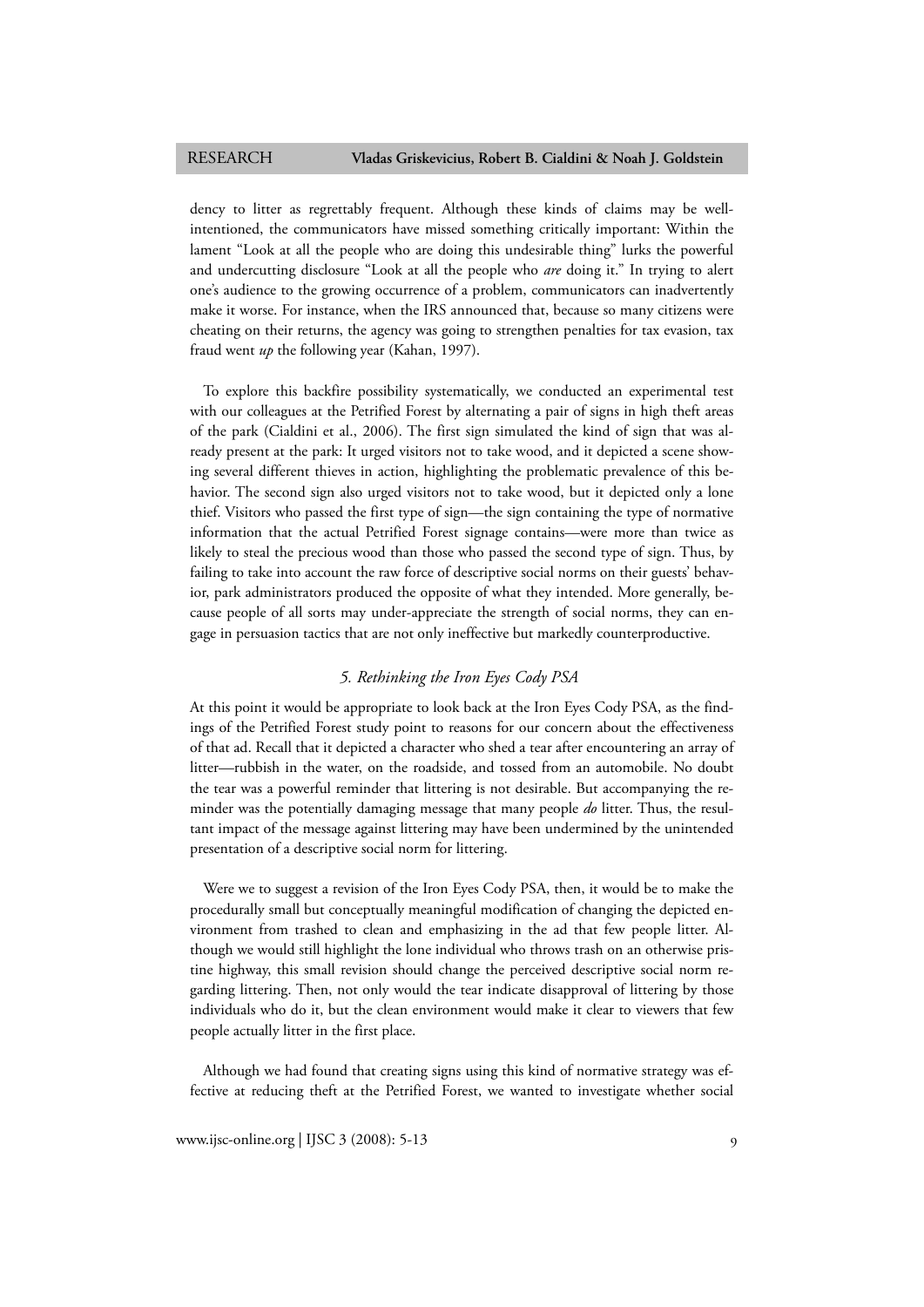dency to litter as regrettably frequent. Although these kinds of claims may be well-intentioned, the communicators have missed something critically important: Within the lament "Look at all the people who are doing this undesirable thing" lurks the powerful and undercutting disclosure "Look at all the people who *are* doing it." In trying to alert one's audience to the growing occurrence of a problem, communicators can inadvertently make it worse. For instance, when the IRS announced that, because so many citizens were cheating on their returns, the agency was going to strengthen penalties for tax evasion, tax fraud went *up* the following year (Kahan, 1997).

To explore this backfire possibility systematically, we conducted an experimental test with our colleagues at the Petrified Forest by alternating a pair of signs in high theft areas of the park (Cialdini et al., 2006). The first sign simulated the kind of sign that was already present at the park: It urged visitors not to take wood, and it depicted a scene showing several different thieves in action, highlighting the problematic prevalence of this behavior. The second sign also urged visitors not to take wood, but it depicted only a lone thief. Visitors who passed the first type of sign—the sign containing the type of normative information that the actual Petrified Forest signage contains—were more than twice as likely to steal the precious wood than those who passed the second type of sign. Thus, by failing to take into account the raw force of descriptive social norms on their guests' behavior, park administrators produced the opposite of what they intended. More generally, because people of all sorts may under-appreciate the strength of social norms, they can engage in persuasion tactics that are not only ineffective but markedly counterproductive.

### *5. Rethinking the Iron Eyes Cody PSA*

At this point it would be appropriate to look back at the Iron Eyes Cody PSA, as the findings of the Petrified Forest study point to reasons for our concern about the effectiveness of that ad. Recall that it depicted a character who shed a tear after encountering an array of litter—rubbish in the water, on the roadside, and tossed from an automobile. No doubt the tear was a powerful reminder that littering is not desirable. But accompanying the reminder was the potentially damaging message that many people *do* litter. Thus, the resultant impact of the message against littering may have been undermined by the unintended presentation of a descriptive social norm for littering.

Were we to suggest a revision of the Iron Eyes Cody PSA, then, it would be to make the procedurally small but conceptually meaningful modification of changing the depicted environment from trashed to clean and emphasizing in the ad that few people litter. Although we would still highlight the lone individual who throws trash on an otherwise pristine highway, this small revision should change the perceived descriptive social norm regarding littering. Then, not only would the tear indicate disapproval of littering by those individuals who do it, but the clean environment would make it clear to viewers that few people actually litter in the first place.

Although we had found that creating signs using this kind of normative strategy was effective at reducing theft at the Petrified Forest, we wanted to investigate whether social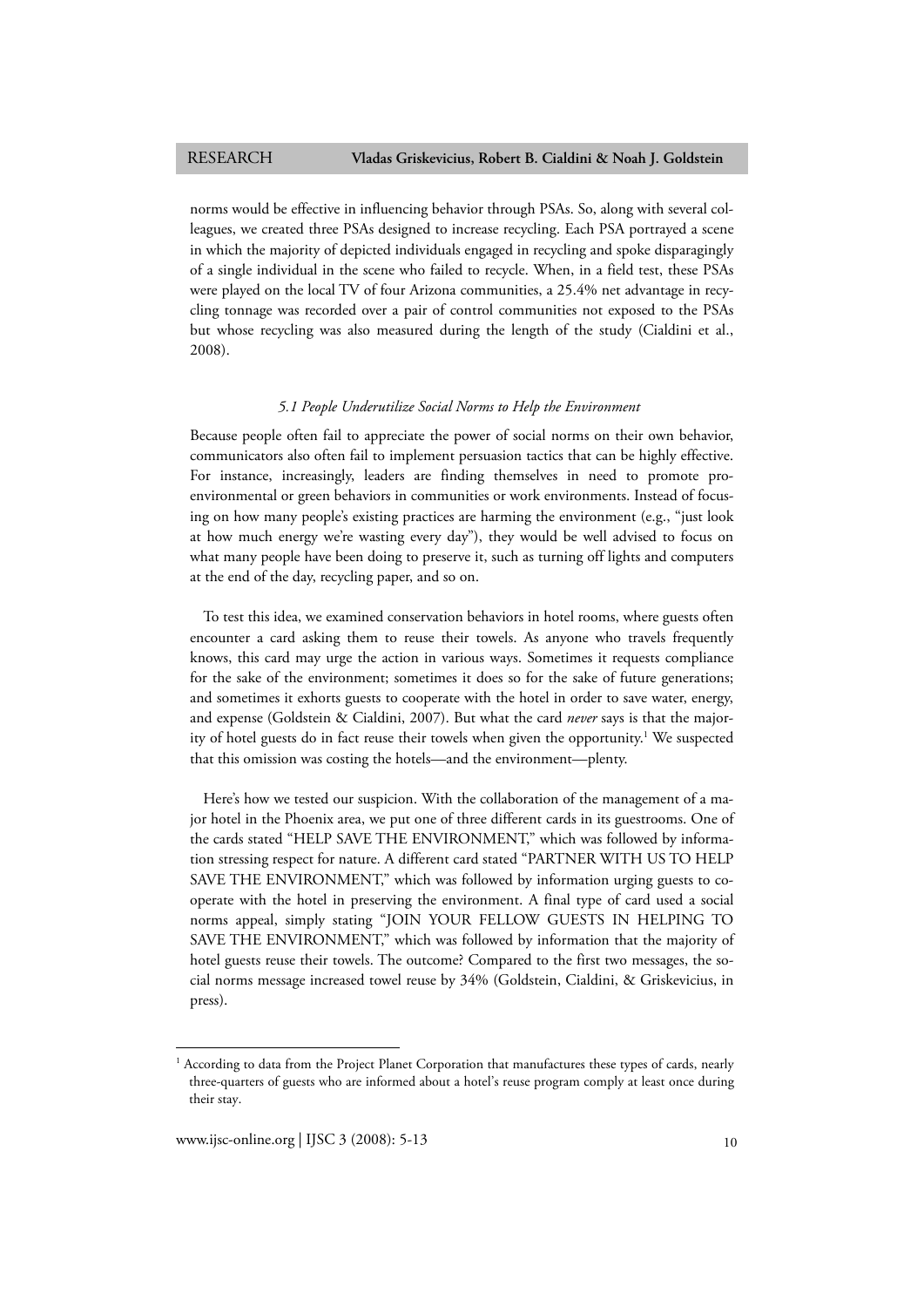norms would be effective in influencing behavior through PSAs. So, along with several colleagues, we created three PSAs designed to increase recycling. Each PSA portrayed a scene in which the majority of depicted individuals engaged in recycling and spoke disparagingly of a single individual in the scene who failed to recycle. When, in a field test, these PSAs were played on the local TV of four Arizona communities, a 25.4% net advantage in recycling tonnage was recorded over a pair of control communities not exposed to the PSAs but whose recycling was also measured during the length of the study (Cialdini et al., 2008).

### *5.1 People Underutilize Social Norms to Help the Environment*

Because people often fail to appreciate the power of social norms on their own behavior, communicators also often fail to implement persuasion tactics that can be highly effective. For instance, increasingly, leaders are finding themselves in need to promote pro-environmental or green behaviors in communities or work environments. Instead of focusing on how many people's existing practices are harming the environment (e.g., "just look at how much energy we're wasting every day"), they would be well advised to focus on what many people have been doing to preserve it, such as turning off lights and computers at the end of the day, recycling paper, and so on.

To test this idea, we examined conservation behaviors in hotel rooms, where guests often encounter a card asking them to reuse their towels. As anyone who travels frequently knows, this card may urge the action in various ways. Sometimes it requests compliance for the sake of the environment; sometimes it does so for the sake of future generations; and sometimes it exhorts guests to cooperate with the hotel in order to save water, energy, and expense (Goldstein & Cialdini, 2007). But what the card *never* says is that the majority of hotel guests do in fact reuse their towels when given the opportunity.[1] We suspected that this omission was costing the hotels—and the environment—plenty.

Here's how we tested our suspicion. With the collaboration of the management of a major hotel in the Phoenix area, we put one of three different cards in its guestrooms. One of the cards stated "HELP SAVE THE ENVIRONMENT," which was followed by information stressing respect for nature. A different card stated "PARTNER WITH US TO HELP SAVE THE ENVIRONMENT," which was followed by information urging guests to cooperate with the hotel in preserving the environment. A final type of card used a social norms appeal, simply stating "JOIN YOUR FELLOW GUESTS IN HELPING TO SAVE THE ENVIRONMENT," which was followed by information that the majority of hotel guests reuse their towels. The outcome? Compared to the first two messages, the social norms message increased towel reuse by 34% (Goldstein, Cialdini, & Griskevicius, in press).

---

[1] According to data from the Project Planet Corporation that manufactures these types of cards, nearly three-quarters of guests who are informed about a hotel's reuse program comply at least once during their stay.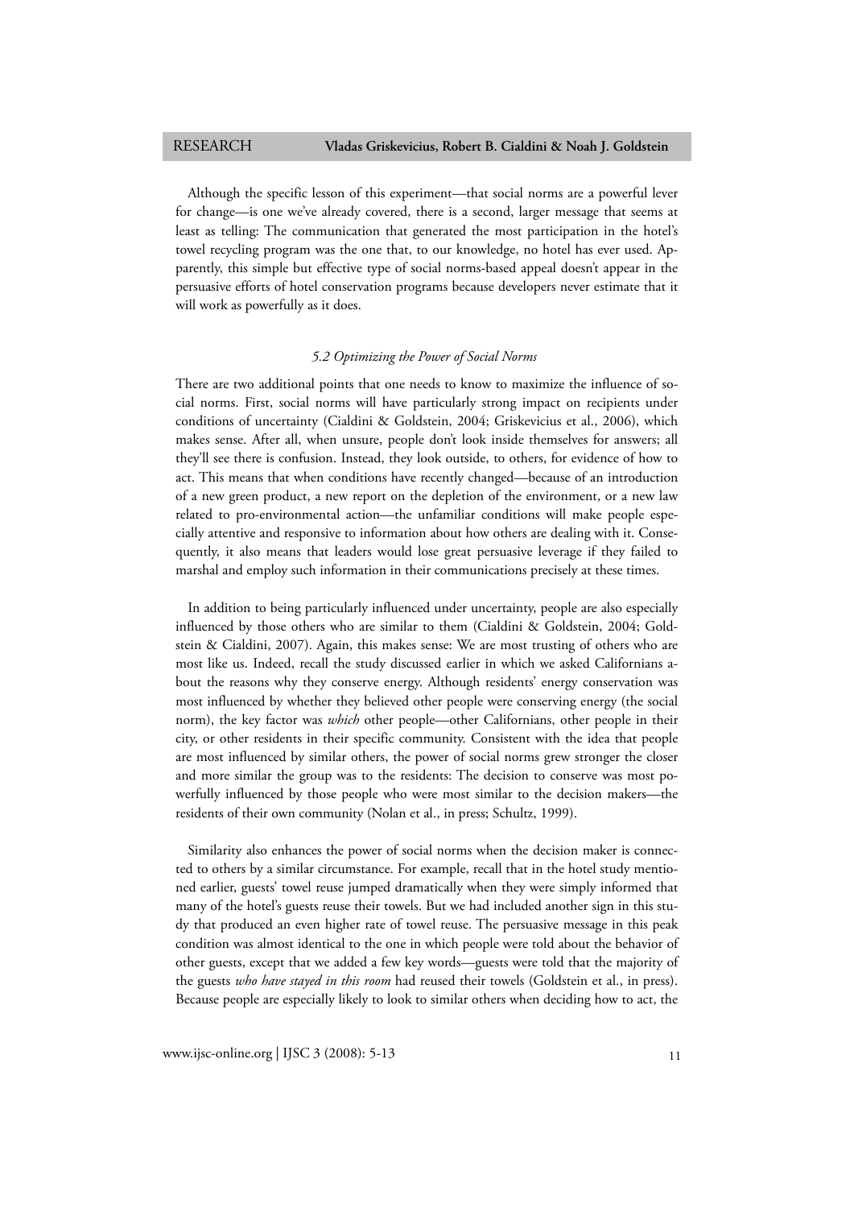Although the specific lesson of this experiment—that social norms are a powerful lever for change—is one we've already covered, there is a second, larger message that seems at least as telling: The communication that generated the most participation in the hotel's towel recycling program was the one that, to our knowledge, no hotel has ever used. Apparently, this simple but effective type of social norms-based appeal doesn't appear in the persuasive efforts of hotel conservation programs because developers never estimate that it will work as powerfully as it does.

### *5.2 Optimizing the Power of Social Norms*

There are two additional points that one needs to know to maximize the influence of social norms. First, social norms will have particularly strong impact on recipients under conditions of uncertainty (Cialdini & Goldstein, 2004; Griskevicius et al., 2006), which makes sense. After all, when unsure, people don't look inside themselves for answers; all they'll see there is confusion. Instead, they look outside, to others, for evidence of how to act. This means that when conditions have recently changed—because of an introduction of a new green product, a new report on the depletion of the environment, or a new law related to pro-environmental action—the unfamiliar conditions will make people especially attentive and responsive to information about how others are dealing with it. Consequently, it also means that leaders would lose great persuasive leverage if they failed to marshal and employ such information in their communications precisely at these times.

In addition to being particularly influenced under uncertainty, people are also especially influenced by those others who are similar to them (Cialdini & Goldstein, 2004; Goldstein & Cialdini, 2007). Again, this makes sense: We are most trusting of others who are most like us. Indeed, recall the study discussed earlier in which we asked Californians about the reasons why they conserve energy. Although residents' energy conservation was most influenced by whether they believed other people were conserving energy (the social norm), the key factor was *which* other people—other Californians, other people in their city, or other residents in their specific community. Consistent with the idea that people are most influenced by similar others, the power of social norms grew stronger the closer and more similar the group was to the residents: The decision to conserve was most powerfully influenced by those people who were most similar to the decision makers—the residents of their own community (Nolan et al., in press; Schultz, 1999).

Similarity also enhances the power of social norms when the decision maker is connected to others by a similar circumstance. For example, recall that in the hotel study mentioned earlier, guests' towel reuse jumped dramatically when they were simply informed that many of the hotel's guests reuse their towels. But we had included another sign in this study that produced an even higher rate of towel reuse. The persuasive message in this peak condition was almost identical to the one in which people were told about the behavior of other guests, except that we added a few key words—guests were told that the majority of the guests *who have stayed in this room* had reused their towels (Goldstein et al., in press). Because people are especially likely to look to similar others when deciding how to act, the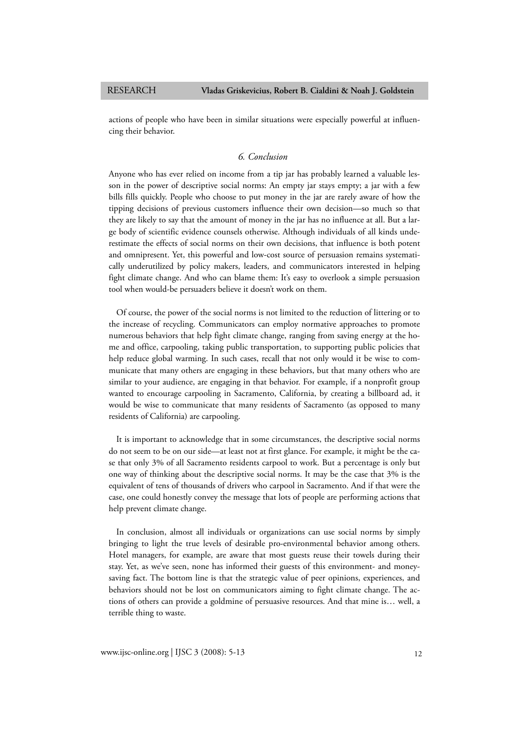actions of people who have been in similar situations were especially powerful at influencing their behavior.

## *6. Conclusion*

Anyone who has ever relied on income from a tip jar has probably learned a valuable lesson in the power of descriptive social norms: An empty jar stays empty; a jar with a few bills fills quickly. People who choose to put money in the jar are rarely aware of how the tipping decisions of previous customers influence their own decision—so much so that they are likely to say that the amount of money in the jar has no influence at all. But a large body of scientific evidence counsels otherwise. Although individuals of all kinds underestimate the effects of social norms on their own decisions, that influence is both potent and omnipresent. Yet, this powerful and low-cost source of persuasion remains systematically underutilized by policy makers, leaders, and communicators interested in helping fight climate change. And who can blame them: It's easy to overlook a simple persuasion tool when would-be persuaders believe it doesn't work on them.

Of course, the power of the social norms is not limited to the reduction of littering or to the increase of recycling. Communicators can employ normative approaches to promote numerous behaviors that help fight climate change, ranging from saving energy at the home and office, carpooling, taking public transportation, to supporting public policies that help reduce global warming. In such cases, recall that not only would it be wise to communicate that many others are engaging in these behaviors, but that many others who are similar to your audience, are engaging in that behavior. For example, if a nonprofit group wanted to encourage carpooling in Sacramento, California, by creating a billboard ad, it would be wise to communicate that many residents of Sacramento (as opposed to many residents of California) are carpooling.

It is important to acknowledge that in some circumstances, the descriptive social norms do not seem to be on our side—at least not at first glance. For example, it might be the case that only 3% of all Sacramento residents carpool to work. But a percentage is only but one way of thinking about the descriptive social norms. It may be the case that 3% is the equivalent of tens of thousands of drivers who carpool in Sacramento. And if that were the case, one could honestly convey the message that lots of people are performing actions that help prevent climate change.

In conclusion, almost all individuals or organizations can use social norms by simply bringing to light the true levels of desirable pro-environmental behavior among others. Hotel managers, for example, are aware that most guests reuse their towels during their stay. Yet, as we've seen, none has informed their guests of this environment- and money-saving fact. The bottom line is that the strategic value of peer opinions, experiences, and behaviors should not be lost on communicators aiming to fight climate change. The actions of others can provide a goldmine of persuasive resources. And that mine is… well, a terrible thing to waste.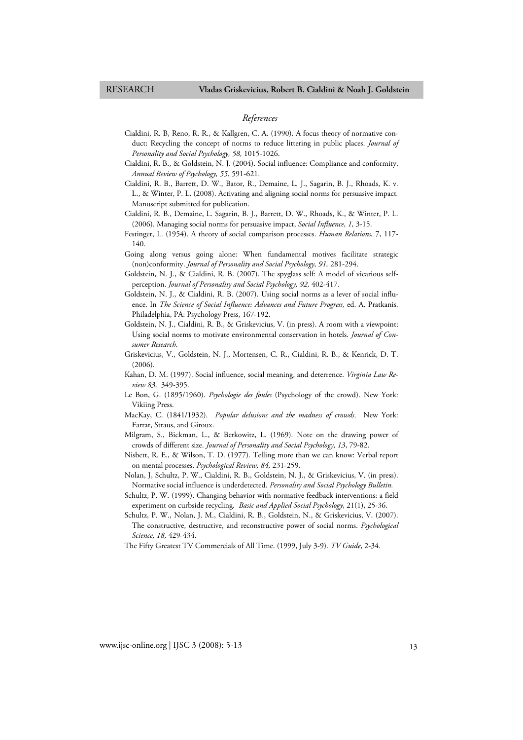## *References*

Cialdini, R. B, Reno, R. R., & Kallgren, C. A. (1990). A focus theory of normative conduct: Recycling the concept of norms to reduce littering in public places. *Journal of Personality and Social Psychology, 58,* 1015-1026.

Cialdini, R. B., & Goldstein, N. J. (2004). Social influence: Compliance and conformity. *Annual Review of Psychology, 55*, 591-621.

Cialdini, R. B., Barrett, D. W., Bator, R., Demaine, L. J., Sagarin, B. J., Rhoads, K. v. L., & Winter, P. L. (2008). Activating and aligning social norms for persuasive impact. Manuscript submitted for publication.

Cialdini, R. B., Demaine, L. Sagarin, B. J., Barrett, D. W., Rhoads, K., & Winter, P. L. (2006). Managing social norms for persuasive impact, *Social Influence, 1,* 3-15.

Festinger, L. (1954). A theory of social comparison processes. *Human Relations*, 7, 117-140.

Going along versus going alone: When fundamental motives facilitate strategic (non)conformity. *Journal of Personality and Social Psychology, 91,* 281-294.

Goldstein, N. J., & Cialdini, R. B. (2007). The spyglass self: A model of vicarious self-perception. *Journal of Personality and Social Psychology, 92,* 402-417.

Goldstein, N. J., & Cialdini, R. B. (2007). Using social norms as a lever of social influence. In *The Science of Social Influence: Advances and Future Progress,* ed. A. Pratkanis. Philadelphia, PA: Psychology Press, 167-192.

Goldstein, N. J., Cialdini, R. B., & Griskevicius, V. (in press). A room with a viewpoint: Using social norms to motivate environmental conservation in hotels. *Journal of Consumer Research*.

Griskevicius, V., Goldstein, N. J., Mortensen, C. R., Cialdini, R. B., & Kenrick, D. T. (2006).

Kahan, D. M. (1997). Social influence, social meaning, and deterrence. *Virginia Law Review 83,* 349-395.

Le Bon, G. (1895/1960). *Psychologie des foules* (Psychology of the crowd). New York: Vikiing Press.

MacKay, C. (1841/1932). *Popular delusions and the madness of crowds*. New York: Farrar, Straus, and Giroux.

Milgram, S., Bickman, L., & Berkowitz, L. (1969). Note on the drawing power of crowds of different size. *Journal of Personality and Social Psychology, 13*, 79-82.

Nisbett, R. E., & Wilson, T. D. (1977). Telling more than we can know: Verbal report on mental processes. *Psychological Review, 84,* 231-259.

Nolan, J, Schultz, P. W., Cialdini, R. B., Goldstein, N. J., & Griskevicius, V. (in press). Normative social influence is underdetected. *Personality and Social Psychology Bulletin.*

Schultz, P. W. (1999). Changing behavior with normative feedback interventions: a field experiment on curbside recycling. *Basic and Applied Social Psychology*, 21(1), 25-36.

Schultz, P. W., Nolan, J. M., Cialdini, R. B., Goldstein, N., & Griskevicius, V. (2007). The constructive, destructive, and reconstructive power of social norms. *Psychological Science, 18,* 429-434.

The Fifty Greatest TV Commercials of All Time. (1999, July 3-9). *TV Guide*, 2-34.